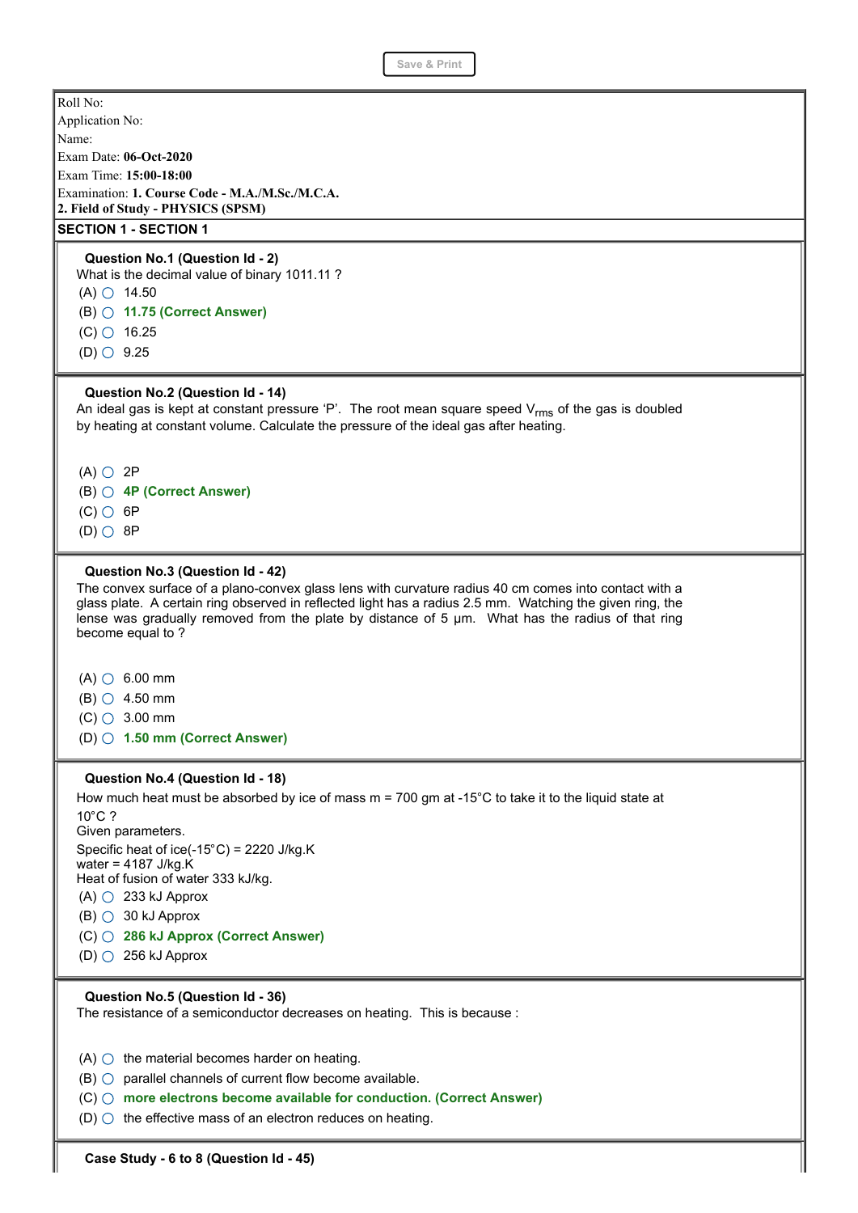Save & Print

Roll No:
Application No:
Name:
Exam Date: **06-Oct-2020**
Exam Time: **15:00-18:00**
Examination: **1. Course Code - M.A./M.Sc./M.C.A.**
**2. Field of Study - PHYSICS (SPSM)**

## SECTION 1 - SECTION 1

**Question No.1 (Question Id - 2)**
What is the decimal value of binary 1011.11 ?

(A) 14.50
(B) **11.75 (Correct Answer)**
(C) 16.25
(D) 9.25

**Question No.2 (Question Id - 14)**
An ideal gas is kept at constant pressure ‘P’. The root mean square speed $V_{rms}$ of the gas is doubled by heating at constant volume. Calculate the pressure of the ideal gas after heating.

(A) 2P
(B) **4P (Correct Answer)**
(C) 6P
(D) 8P

**Question No.3 (Question Id - 42)**
The convex surface of a plano-convex glass lens with curvature radius 40 cm comes into contact with a glass plate. A certain ring observed in reflected light has a radius 2.5 mm. Watching the given ring, the lense was gradually removed from the plate by distance of 5 μm. What has the radius of that ring become equal to ?

(A) 6.00 mm
(B) 4.50 mm
(C) 3.00 mm
(D) **1.50 mm (Correct Answer)**

**Question No.4 (Question Id - 18)**
How much heat must be absorbed by ice of mass m = 700 gm at -15°C to take it to the liquid state at 10°C ?
Given parameters.
Specific heat of ice(-15°C) = 2220 J/kg.K
water = 4187 J/kg.K
Heat of fusion of water 333 kJ/kg.

(A) 233 kJ Approx
(B) 30 kJ Approx
(C) **286 kJ Approx (Correct Answer)**
(D) 256 kJ Approx

**Question No.5 (Question Id - 36)**
The resistance of a semiconductor decreases on heating. This is because :

(A) the material becomes harder on heating.
(B) parallel channels of current flow become available.
(C) **more electrons become available for conduction. (Correct Answer)**
(D) the effective mass of an electron reduces on heating.

**Case Study - 6 to 8 (Question Id - 45)**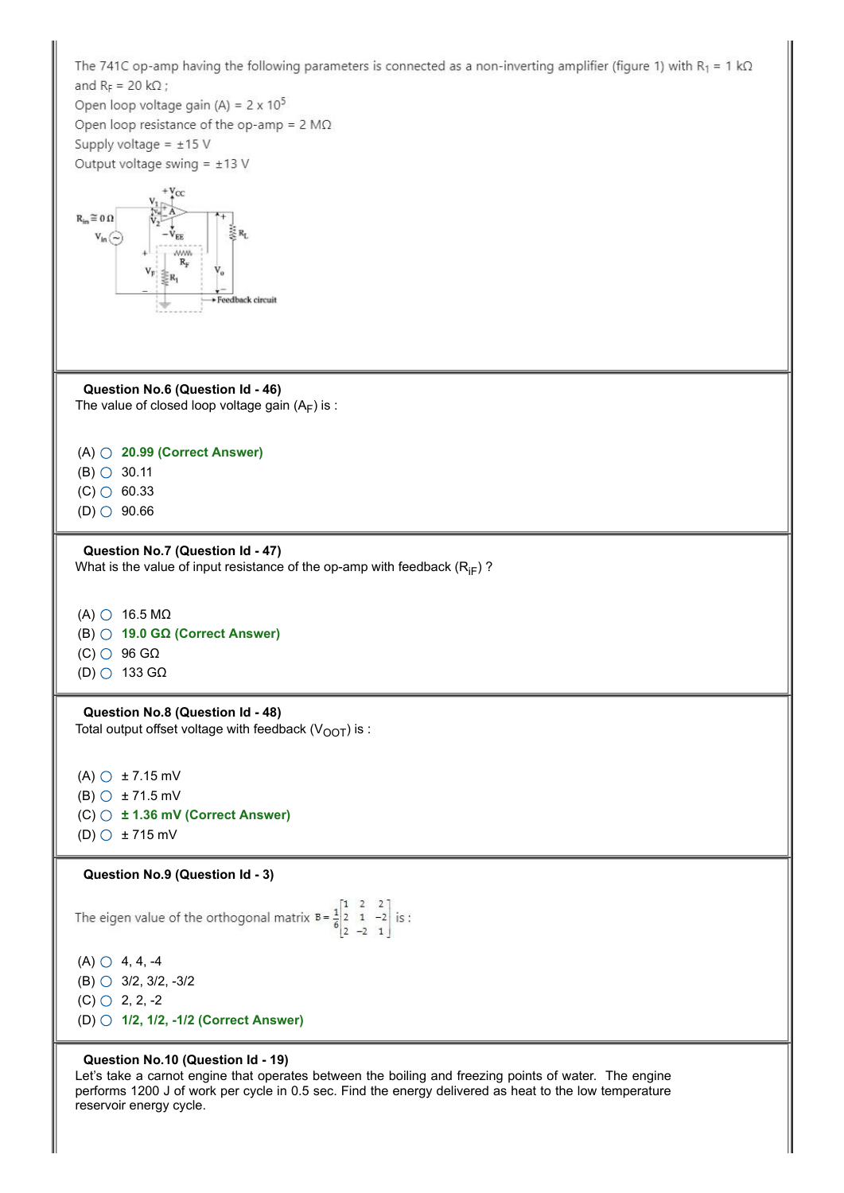The 741C op-amp having the following parameters is connected as a non-inverting amplifier (figure 1) with $R_1$ = 1 kΩ and $R_F$ = 20 kΩ ;
Open loop voltage gain (A) = 2 x $10^5$
Open loop resistance of the op-amp = 2 MΩ
Supply voltage = ±15 V
Output voltage swing = ±13 V

**Question No.6 (Question Id - 46)**
The value of closed loop voltage gain ($A_F$) is :

(A) 20.99 **(Correct Answer)**
(B) 30.11
(C) 60.33
(D) 90.66

**Question No.7 (Question Id - 47)**
What is the value of input resistance of the op-amp with feedback ($R_{iF}$) ?

(A) 16.5 MΩ
(B) 19.0 GΩ **(Correct Answer)**
(C) 96 GΩ
(D) 133 GΩ

**Question No.8 (Question Id - 48)**
Total output offset voltage with feedback ($V_{OOT}$) is :

(A) ± 7.15 mV
(B) ± 71.5 mV
(C) ± 1.36 mV **(Correct Answer)**
(D) ± 715 mV

**Question No.9 (Question Id - 3)**

The eigen value of the orthogonal matrix $B = \frac{1}{6}\begin{bmatrix} 1 & 2 & 2 \\ 2 & 1 & -2 \\ 2 & -2 & 1 \end{bmatrix}$ is :

(A) 4, 4, -4
(B) 3/2, 3/2, -3/2
(C) 2, 2, -2
(D) 1/2, 1/2, -1/2 **(Correct Answer)**

**Question No.10 (Question Id - 19)**
Let's take a carnot engine that operates between the boiling and freezing points of water. The engine performs 1200 J of work per cycle in 0.5 sec. Find the energy delivered as heat to the low temperature reservoir energy cycle.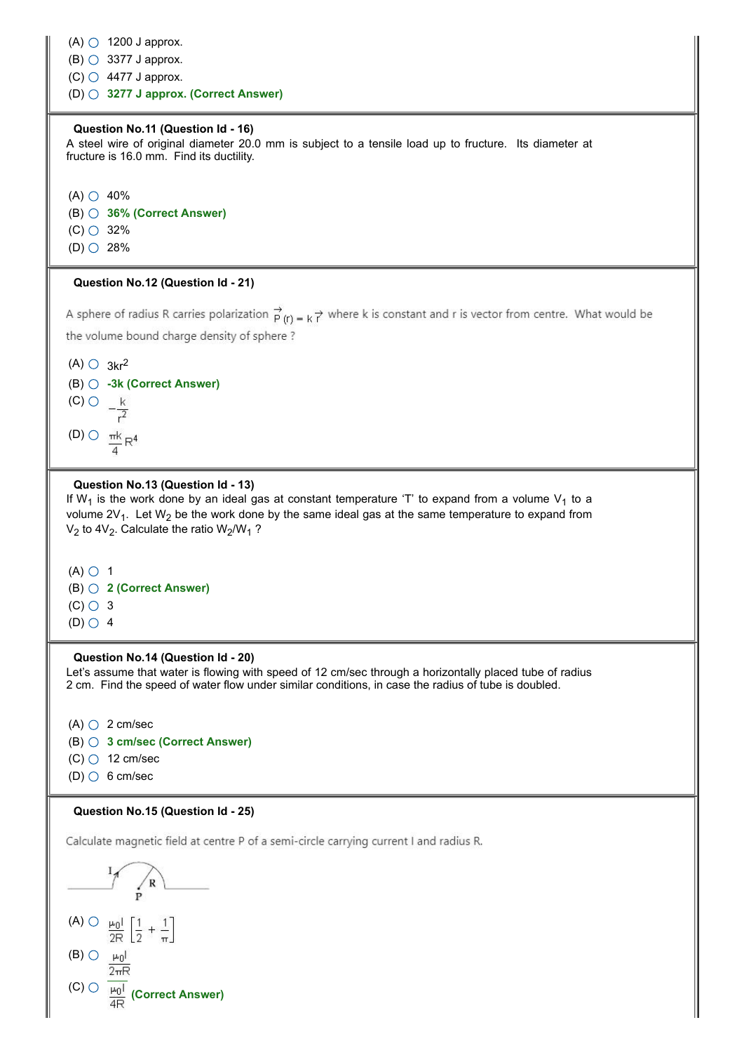(A) ○ 1200 J approx.
(B) ○ 3377 J approx.
(C) ○ 4477 J approx.
(D) ○ **3277 J approx. (Correct Answer)**

**Question No.11 (Question Id - 16)**

A steel wire of original diameter 20.0 mm is subject to a tensile load up to fructure. Its diameter at fructure is 16.0 mm. Find its ductility.

(A) ○ 40%
(B) ○ **36% (Correct Answer)**
(C) ○ 32%
(D) ○ 28%

**Question No.12 (Question Id - 21)**

A sphere of radius R carries polarization $\vec{P}(r) = k\vec{r}$ where k is constant and r is vector from centre. What would be the volume bound charge density of sphere ?

(A) ○ $3kr^2$
(B) ○ **$-3k$ (Correct Answer)**
(C) ○ $-\frac{k}{r^2}$
(D) ○ $\frac{\pi k}{4} R^4$

**Question No.13 (Question Id - 13)**

If $W_1$ is the work done by an ideal gas at constant temperature 'T' to expand from a volume $V_1$ to a volume $2V_1$. Let $W_2$ be the work done by the same ideal gas at the same temperature to expand from $V_2$ to $4V_2$. Calculate the ratio $W_2/W_1$ ?

(A) ○ 1
(B) ○ **2 (Correct Answer)**
(C) ○ 3
(D) ○ 4

**Question No.14 (Question Id - 20)**

Let's assume that water is flowing with speed of 12 cm/sec through a horizontally placed tube of radius 2 cm. Find the speed of water flow under similar conditions, in case the radius of tube is doubled.

(A) ○ 2 cm/sec
(B) ○ **3 cm/sec (Correct Answer)**
(C) ○ 12 cm/sec
(D) ○ 6 cm/sec

**Question No.15 (Question Id - 25)**

Calculate magnetic field at centre P of a semi-circle carrying current I and radius R.

(A) ○ $\frac{\mu_0 I}{2R}\left[\frac{1}{2} + \frac{1}{\pi}\right]$
(B) ○ $\frac{\mu_0 I}{2\pi R}$
(C) ○ **$\frac{\mu_0 I}{4R}$ (Correct Answer)**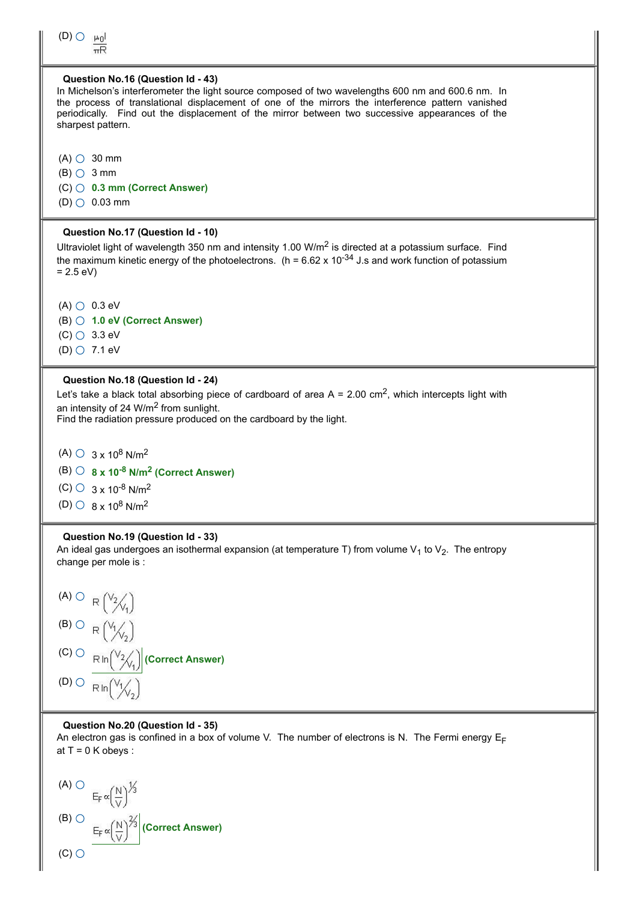(D) $\frac{\mu_0 I}{\pi R}$

**Question No.16 (Question Id - 43)**

In Michelson's interferometer the light source composed of two wavelengths 600 nm and 600.6 nm. In the process of translational displacement of one of the mirrors the interference pattern vanished periodically. Find out the displacement of the mirror between two successive appearances of the sharpest pattern.

(A) 30 mm
(B) 3 mm
(C) **0.3 mm (Correct Answer)**
(D) 0.03 mm

**Question No.17 (Question Id - 10)**

Ultraviolet light of wavelength 350 nm and intensity 1.00 $W/m^2$ is directed at a potassium surface. Find the maximum kinetic energy of the photoelectrons. ($h = 6.62 \times 10^{-34}$ J.s and work function of potassium = 2.5 eV)

(A) 0.3 eV
(B) **1.0 eV (Correct Answer)**
(C) 3.3 eV
(D) 7.1 eV

**Question No.18 (Question Id - 24)**

Let's take a black total absorbing piece of cardboard of area A = 2.00 $cm^2$, which intercepts light with an intensity of 24 $W/m^2$ from sunlight.
Find the radiation pressure produced on the cardboard by the light.

(A) $3 \times 10^{8}$ $N/m^2$
(B) **$8 \times 10^{-8}$ $N/m^2$ (Correct Answer)**
(C) $3 \times 10^{-8}$ $N/m^2$
(D) $8 \times 10^{8}$ $N/m^2$

**Question No.19 (Question Id - 33)**

An ideal gas undergoes an isothermal expansion (at temperature T) from volume $V_1$ to $V_2$. The entropy change per mole is :

(A) $R\left(V_2/V_1\right)$
(B) $R\left(V_1/V_2\right)$
(C) $R\ln\left(V_2/V_1\right)$ **(Correct Answer)**
(D) $R\ln\left(V_1/V_2\right)$

**Question No.20 (Question Id - 35)**

An electron gas is confined in a box of volume V. The number of electrons is N. The Fermi energy $E_F$ at T = 0 K obeys :

(A) $E_F \propto \left(\frac{N}{V}\right)^{1/3}$
(B) $E_F \propto \left(\frac{N}{V}\right)^{2/3}$ **(Correct Answer)**
(C)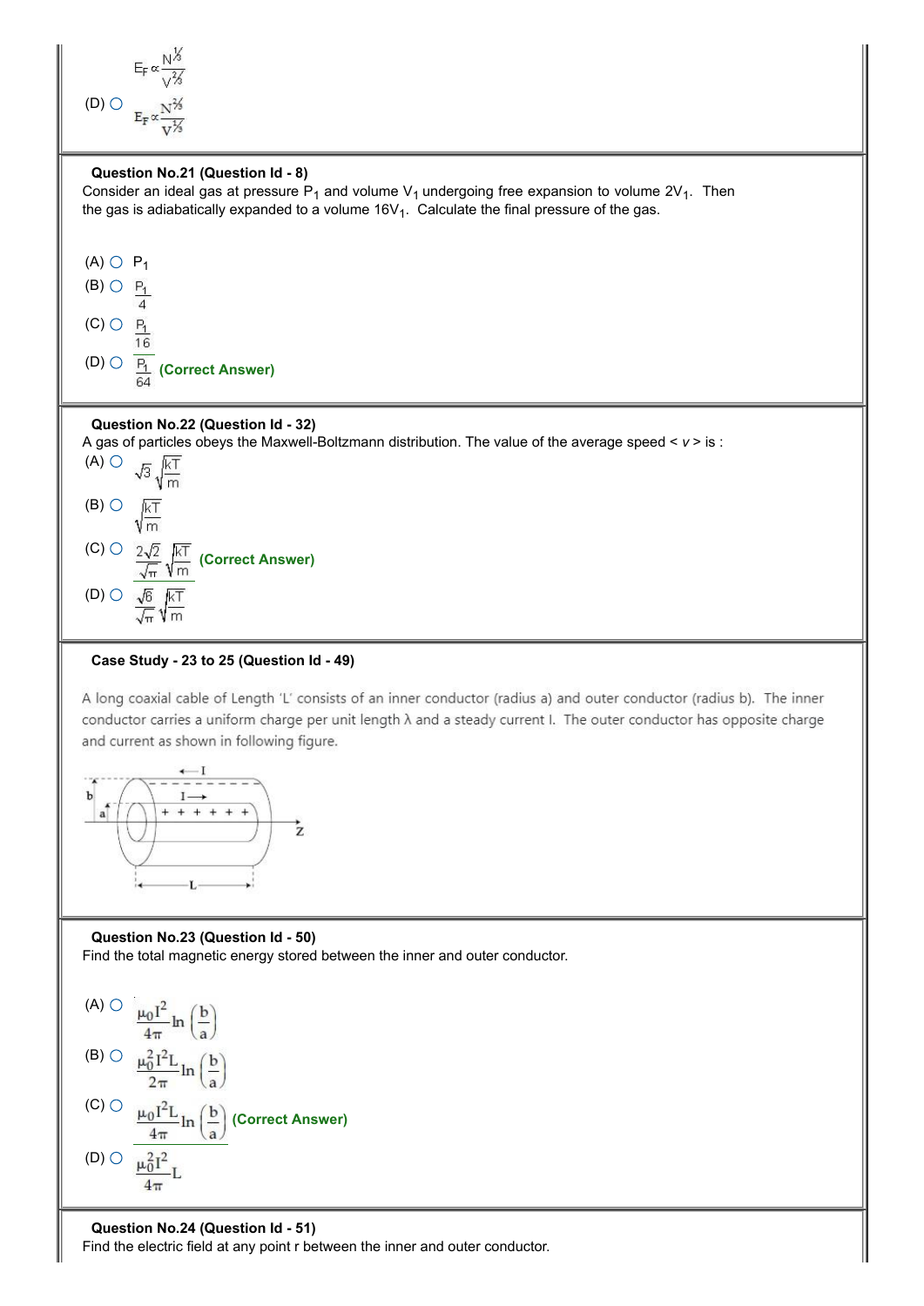$E_F \propto \frac{N^{1/3}}{V^{2/3}}$

(D) ○ $E_F \propto \frac{N^{2/3}}{V^{1/3}}$

**Question No.21 (Question Id - 8)**

Consider an ideal gas at pressure $P_1$ and volume $V_1$ undergoing free expansion to volume $2V_1$. Then the gas is adiabatically expanded to a volume $16V_1$. Calculate the final pressure of the gas.

(A) ○ $P_1$

(B) ○ $\frac{P_1}{4}$

(C) ○ $\frac{P_1}{16}$

(D) ○ $\frac{P_1}{64}$ **(Correct Answer)**

**Question No.22 (Question Id - 32)**

A gas of particles obeys the Maxwell-Boltzmann distribution. The value of the average speed $< v >$ is :

(A) ○ $\sqrt{3}\sqrt{\frac{kT}{m}}$

(B) ○ $\sqrt{\frac{kT}{m}}$

(C) ○ $\frac{2\sqrt{2}}{\sqrt{\pi}}\sqrt{\frac{kT}{m}}$ **(Correct Answer)**

(D) ○ $\frac{\sqrt{6}}{\sqrt{\pi}}\sqrt{\frac{kT}{m}}$

**Case Study - 23 to 25 (Question Id - 49)**

A long coaxial cable of Length 'L' consists of an inner conductor (radius a) and outer conductor (radius b). The inner conductor carries a uniform charge per unit length λ and a steady current I. The outer conductor has opposite charge and current as shown in following figure.

**Question No.23 (Question Id - 50)**

Find the total magnetic energy stored between the inner and outer conductor.

(A) ○ $\frac{\mu_0 I^2}{4\pi}\ln\left(\frac{b}{a}\right)$

(B) ○ $\frac{\mu_0^2 I^2 L}{2\pi}\ln\left(\frac{b}{a}\right)$

(C) ○ $\frac{\mu_0 I^2 L}{4\pi}\ln\left(\frac{b}{a}\right)$ **(Correct Answer)**

(D) ○ $\frac{\mu_0^2 I^2}{4\pi}L$

**Question No.24 (Question Id - 51)**

Find the electric field at any point r between the inner and outer conductor.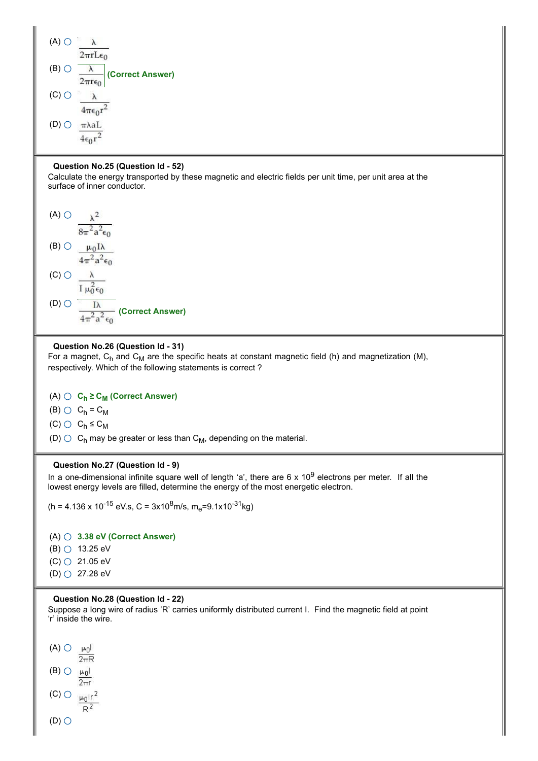(A) $\frac{\lambda}{2\pi r L \epsilon_0}$

(B) $\frac{\lambda}{2\pi r \epsilon_0}$ (Correct Answer)

(C) $\frac{\lambda}{4\pi \epsilon_0 r^2}$

(D) $\frac{\pi \lambda a L}{4\epsilon_0 r^2}$

**Question No.25 (Question Id - 52)**

Calculate the energy transported by these magnetic and electric fields per unit time, per unit area at the surface of inner conductor.

(A) $\frac{\lambda^2}{8\pi^2 a^2 \epsilon_0}$

(B) $\frac{\mu_0 I \lambda}{4\pi^2 a^2 \epsilon_0}$

(C) $\frac{\lambda}{I \mu_0^2 \epsilon_0}$

(D) $\frac{I\lambda}{4\pi^2 a^2 \epsilon_0}$ (Correct Answer)

**Question No.26 (Question Id - 31)**

For a magnet, $C_h$ and $C_M$ are the specific heats at constant magnetic field (h) and magnetization (M), respectively. Which of the following statements is correct ?

(A) $C_h \geq C_M$ (Correct Answer)

(B) $C_h = C_M$

(C) $C_h \leq C_M$

(D) $C_h$ may be greater or less than $C_M$, depending on the material.

**Question No.27 (Question Id - 9)**

In a one-dimensional infinite square well of length 'a', there are $6 \times 10^9$ electrons per meter. If all the lowest energy levels are filled, determine the energy of the most energetic electron.

($h = 4.136 \times 10^{-15}$ eV.s, $C = 3 \times 10^8$ m/s, $m_e = 9.1 \times 10^{-31}$ kg)

(A) 3.38 eV (Correct Answer)

(B) 13.25 eV

(C) 21.05 eV

(D) 27.28 eV

**Question No.28 (Question Id - 22)**

Suppose a long wire of radius 'R' carries uniformly distributed current I. Find the magnetic field at point 'r' inside the wire.

(A) $\frac{\mu_0 I}{2\pi R}$

(B) $\frac{\mu_0 I}{2\pi r}$

(C) $\frac{\mu_0 I r^2}{R^2}$

(D)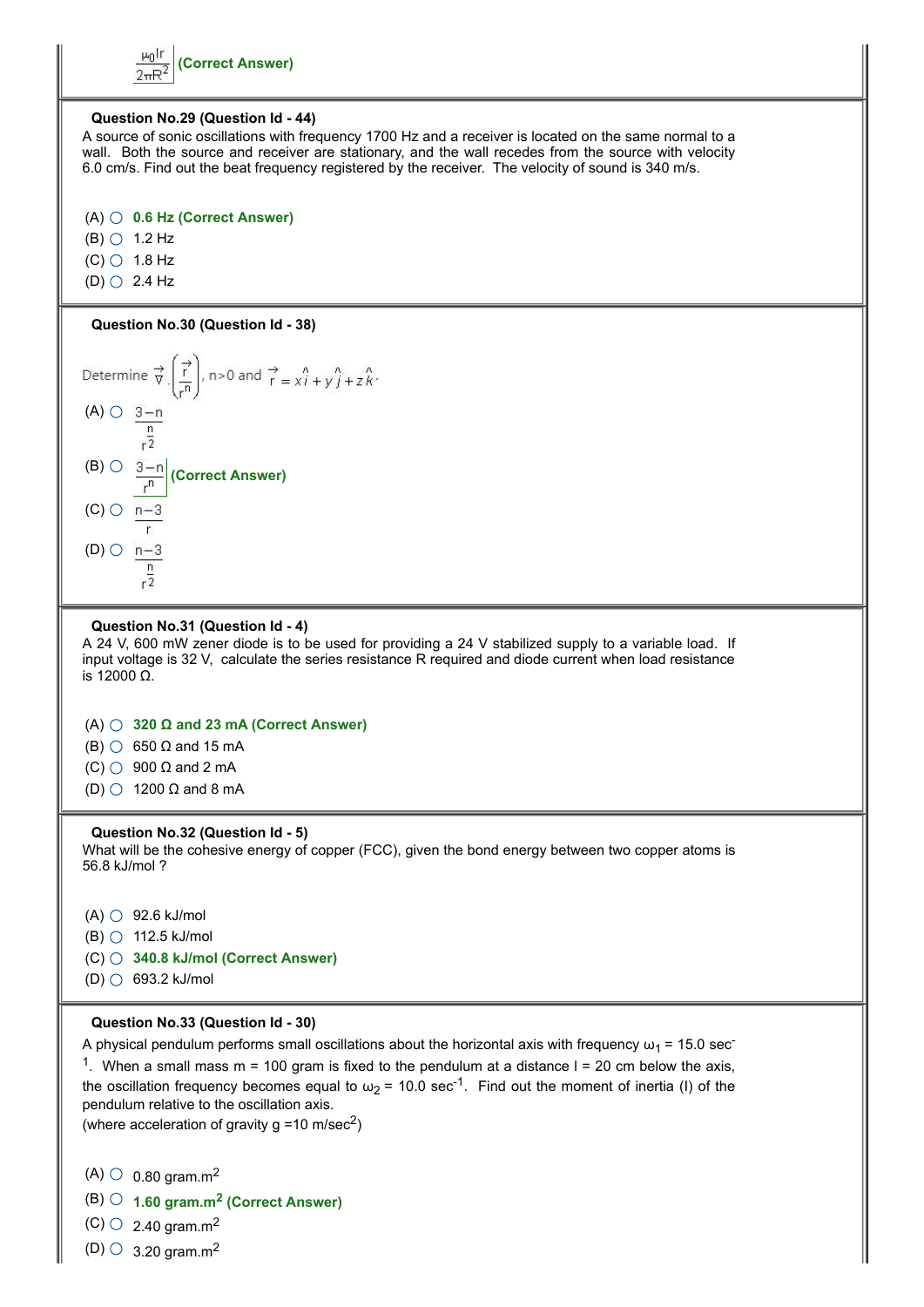$\frac{\mu_0 I r}{2\pi R^2}$ **(Correct Answer)**

**Question No.29 (Question Id - 44)**

A source of sonic oscillations with frequency 1700 Hz and a receiver is located on the same normal to a wall. Both the source and receiver are stationary, and the wall recedes from the source with velocity 6.0 cm/s. Find out the beat frequency registered by the receiver. The velocity of sound is 340 m/s.

(A) **0.6 Hz (Correct Answer)**
(B) 1.2 Hz
(C) 1.8 Hz
(D) 2.4 Hz

**Question No.30 (Question Id - 38)**

Determine $\vec{\nabla} \cdot \left(\frac{\vec{r}}{r^n}\right)$, n>0 and $\vec{r} = x\hat{i} + y\hat{j} + z\hat{k}$.

(A) $\frac{3-n}{\frac{n}{r^2}}$
(B) $\frac{3-n}{r^n}$ **(Correct Answer)**
(C) $\frac{n-3}{r}$
(D) $\frac{n-3}{\frac{n}{r^2}}$

**Question No.31 (Question Id - 4)**

A 24 V, 600 mW zener diode is to be used for providing a 24 V stabilized supply to a variable load. If input voltage is 32 V, calculate the series resistance R required and diode current when load resistance is 12000 Ω.

(A) **320 Ω and 23 mA (Correct Answer)**
(B) 650 Ω and 15 mA
(C) 900 Ω and 2 mA
(D) 1200 Ω and 8 mA

**Question No.32 (Question Id - 5)**

What will be the cohesive energy of copper (FCC), given the bond energy between two copper atoms is 56.8 kJ/mol ?

(A) 92.6 kJ/mol
(B) 112.5 kJ/mol
(C) **340.8 kJ/mol (Correct Answer)**
(D) 693.2 kJ/mol

**Question No.33 (Question Id - 30)**

A physical pendulum performs small oscillations about the horizontal axis with frequency $\omega_1$ = 15.0 $sec^{-1}$. When a small mass m = 100 gram is fixed to the pendulum at a distance l = 20 cm below the axis, the oscillation frequency becomes equal to $\omega_2$ = 10.0 $sec^{-1}$. Find out the moment of inertia (I) of the pendulum relative to the oscillation axis.
(where acceleration of gravity g =10 m/sec$^2$)

(A) 0.80 gram.m$^2$
(B) **1.60 gram.m$^2$ (Correct Answer)**
(C) 2.40 gram.m$^2$
(D) 3.20 gram.m$^2$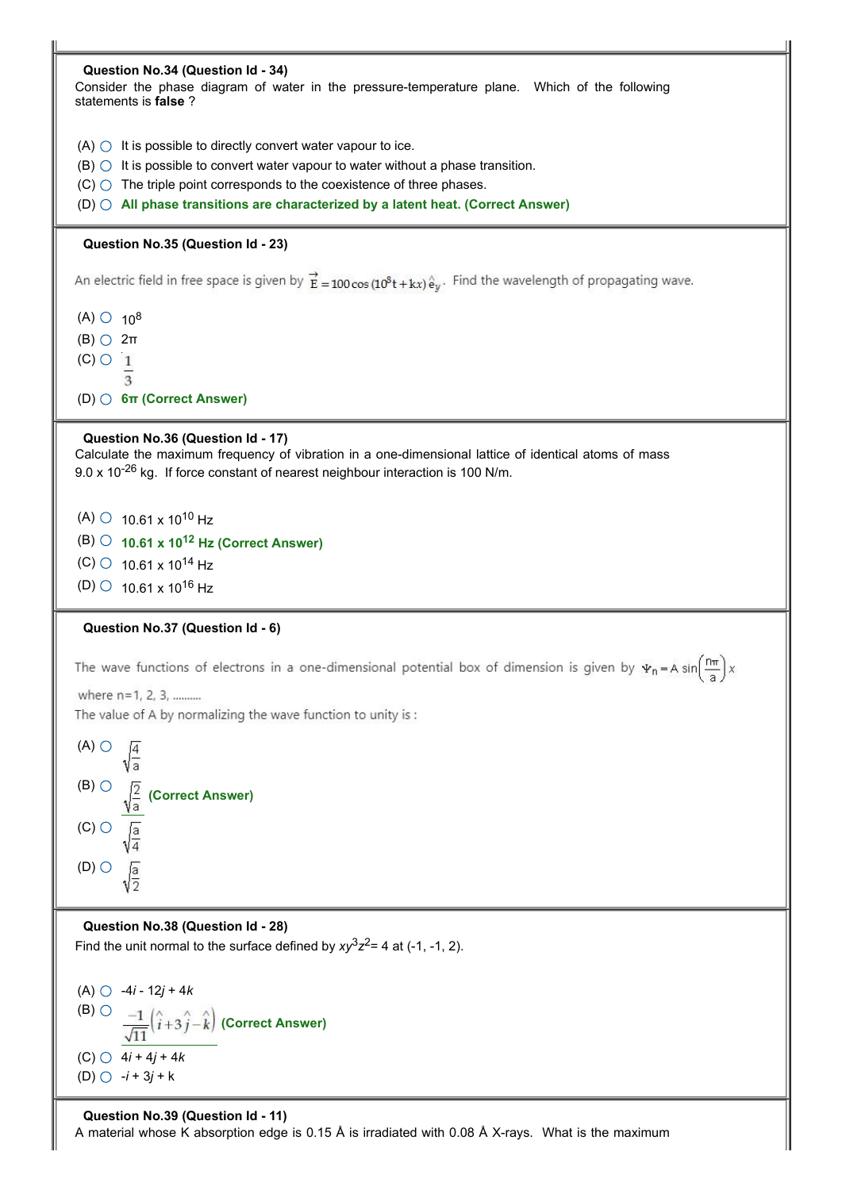**Question No.34 (Question Id - 34)**

Consider the phase diagram of water in the pressure-temperature plane. Which of the following statements is **false** ?

(A) It is possible to directly convert water vapour to ice.

(B) It is possible to convert water vapour to water without a phase transition.

(C) The triple point corresponds to the coexistence of three phases.

(D) **All phase transitions are characterized by a latent heat. (Correct Answer)**

**Question No.35 (Question Id - 23)**

An electric field in free space is given by $\vec{E} = 100\cos(10^8 t + kx)\hat{e}_y$. Find the wavelength of propagating wave.

(A) $10^8$

(B) $2\pi$

(C) $\frac{1}{3}$

(D) **$6\pi$ (Correct Answer)**

**Question No.36 (Question Id - 17)**

Calculate the maximum frequency of vibration in a one-dimensional lattice of identical atoms of mass $9.0 \times 10^{-26}$ kg. If force constant of nearest neighbour interaction is 100 N/m.

(A) $10.61 \times 10^{10}$ Hz

(B) **$10.61 \times 10^{12}$ Hz (Correct Answer)**

(C) $10.61 \times 10^{14}$ Hz

(D) $10.61 \times 10^{16}$ Hz

**Question No.37 (Question Id - 6)**

The wave functions of electrons in a one-dimensional potential box of dimension is given by $\Psi_n = A\sin\left(\frac{n\pi}{a}\right)x$

where n=1, 2, 3, .........

The value of A by normalizing the wave function to unity is :

(A) $\sqrt{\frac{4}{a}}$

(B) $\sqrt{\frac{2}{a}}$ **(Correct Answer)**

(C) $\sqrt{\frac{a}{4}}$

(D) $\sqrt{\frac{a}{2}}$

**Question No.38 (Question Id - 28)**

Find the unit normal to the surface defined by $xy^3z^2 = 4$ at (-1, -1, 2).

(A) $-4i - 12j + 4k$

(B) $\frac{-1}{\sqrt{11}}\left(\hat{i} + 3\hat{j} - \hat{k}\right)$ **(Correct Answer)**

(C) $4i + 4j + 4k$

(D) $-i + 3j + k$

**Question No.39 (Question Id - 11)**

A material whose K absorption edge is 0.15 Å is irradiated with 0.08 Å X-rays. What is the maximum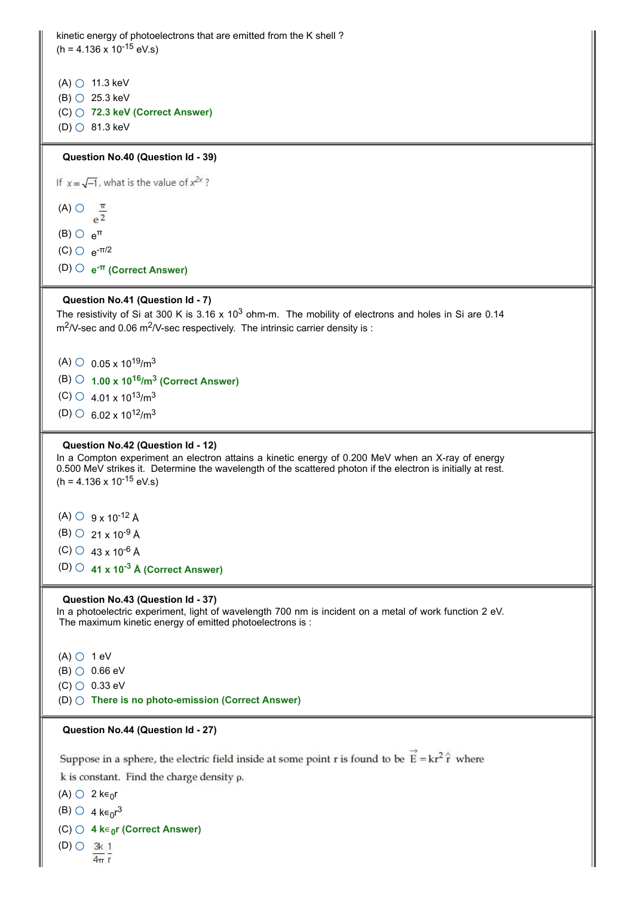kinetic energy of photoelectrons that are emitted from the K shell ?
($h = 4.136 \times 10^{-15}$ eV.s)

(A) 11.3 keV
(B) 25.3 keV
(C) **72.3 keV (Correct Answer)**
(D) 81.3 keV

**Question No.40 (Question Id - 39)**

If $x = \sqrt{-1}$, what is the value of $x^{2x}$ ?

(A) $e^{\frac{\pi}{2}}$
(B) $e^{\pi}$
(C) $e^{-\pi/2}$
(D) **$e^{-\pi}$ (Correct Answer)**

**Question No.41 (Question Id - 7)**

The resistivity of Si at 300 K is $3.16 \times 10^{3}$ ohm-m. The mobility of electrons and holes in Si are 0.14 $m^2$/V-sec and 0.06 $m^2$/V-sec respectively. The intrinsic carrier density is :

(A) $0.05 \times 10^{19}/m^3$
(B) **$1.00 \times 10^{16}/m^3$ (Correct Answer)**
(C) $4.01 \times 10^{13}/m^3$
(D) $6.02 \times 10^{12}/m^3$

**Question No.42 (Question Id - 12)**

In a Compton experiment an electron attains a kinetic energy of 0.200 MeV when an X-ray of energy 0.500 MeV strikes it. Determine the wavelength of the scattered photon if the electron is initially at rest.
($h = 4.136 \times 10^{-15}$ eV.s)

(A) $9 \times 10^{-12}$ Å
(B) $21 \times 10^{-9}$ Å
(C) $43 \times 10^{-6}$ Å
(D) **$41 \times 10^{-3}$ Å (Correct Answer)**

**Question No.43 (Question Id - 37)**

In a photoelectric experiment, light of wavelength 700 nm is incident on a metal of work function 2 eV. The maximum kinetic energy of emitted photoelectrons is :

(A) 1 eV
(B) 0.66 eV
(C) 0.33 eV
(D) **There is no photo-emission (Correct Answer)**

**Question No.44 (Question Id - 27)**

Suppose in a sphere, the electric field inside at some point r is found to be $\vec{E} = kr^2 \hat{r}$ where k is constant. Find the charge density ρ.

(A) $2k\epsilon_0 r$
(B) $4k\epsilon_0 r^3$
(C) **$4k\epsilon_0 r$ (Correct Answer)**
(D) $\frac{3k}{4\pi}\frac{1}{r}$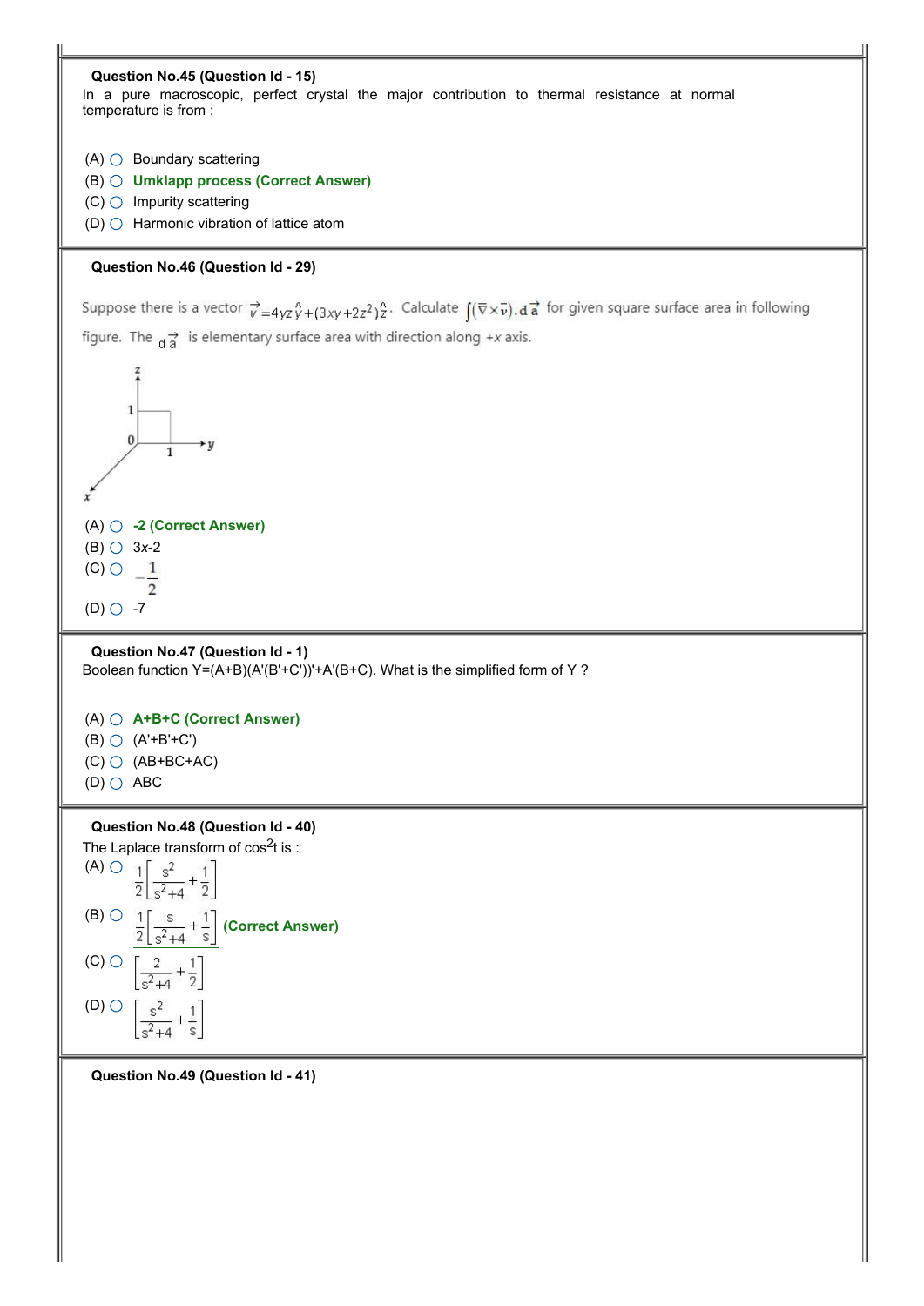**Question No.45 (Question Id - 15)**

In a pure macroscopic, perfect crystal the major contribution to thermal resistance at normal temperature is from :

(A) ○ Boundary scattering

(B) ○ **Umklapp process (Correct Answer)**

(C) ○ Impurity scattering

(D) ○ Harmonic vibration of lattice atom

**Question No.46 (Question Id - 29)**

Suppose there is a vector $\vec{v} = 4yz\hat{y} + (3xy + 2z^2)\hat{z}$. Calculate $\int(\vec{\nabla} \times \vec{v}).d\vec{a}$ for given square surface area in following figure. The $d\vec{a}$ is elementary surface area with direction along $+x$ axis.

(A) ○ **-2 (Correct Answer)**

(B) ○ 3x-2

(C) ○ $-\frac{1}{2}$

(D) ○ -7

**Question No.47 (Question Id - 1)**

Boolean function Y=(A+B)(A'(B'+C'))'+A'(B+C). What is the simplified form of Y ?

(A) ○ **A+B+C (Correct Answer)**

(B) ○ (A'+B'+C')

(C) ○ (AB+BC+AC)

(D) ○ ABC

**Question No.48 (Question Id - 40)**

The Laplace transform of $\cos^2 t$ is :

(A) ○ $\frac{1}{2}\left[\frac{s^2}{s^2+4} + \frac{1}{2}\right]$

(B) ○ $\frac{1}{2}\left[\frac{s}{s^2+4} + \frac{1}{s}\right]$ **(Correct Answer)**

(C) ○ $\left[\frac{2}{s^2+4} + \frac{1}{2}\right]$

(D) ○ $\left[\frac{s^2}{s^2+4} + \frac{1}{s}\right]$

**Question No.49 (Question Id - 41)**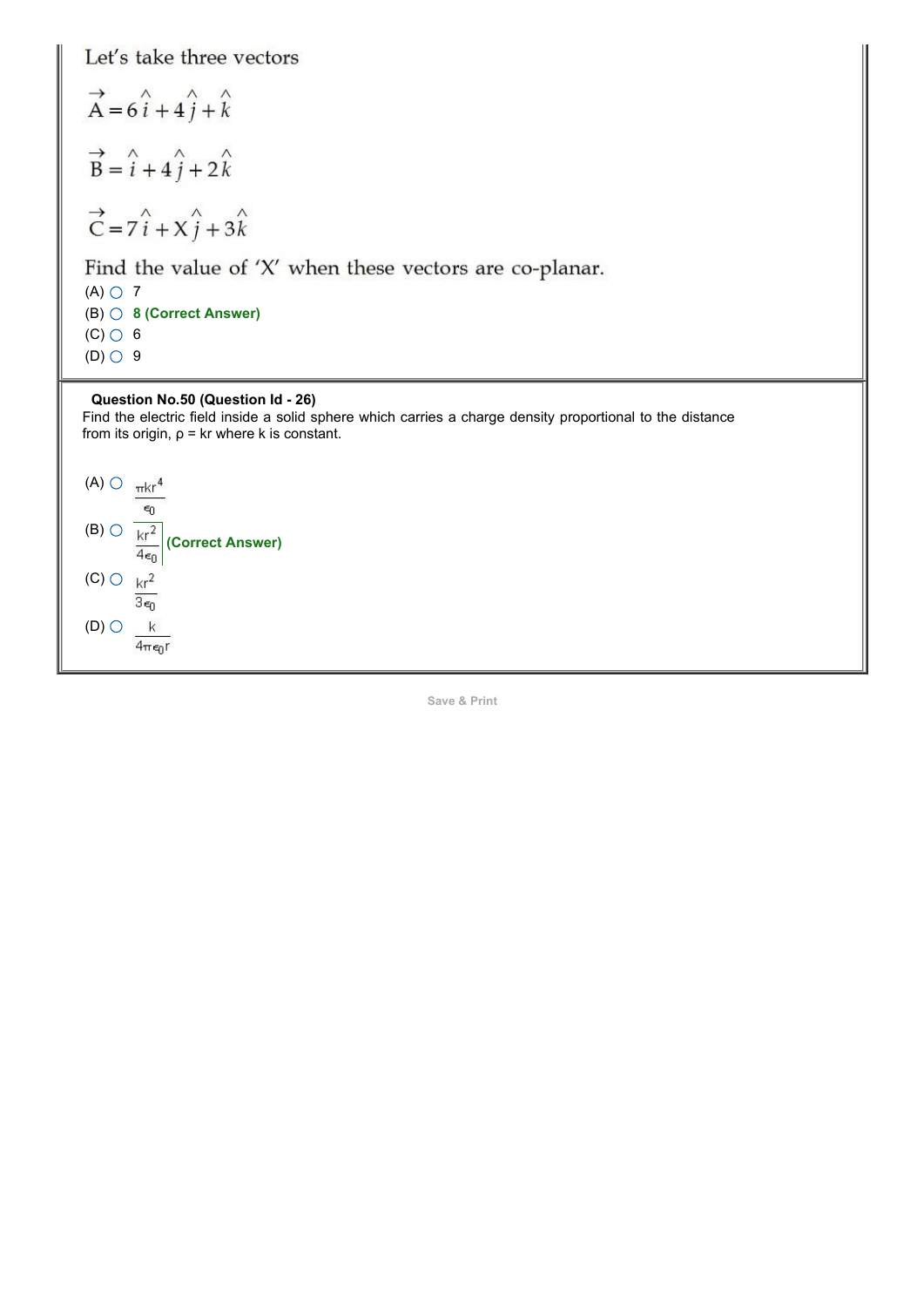Let's take three vectors

$$\vec{A} = 6\hat{i} + 4\hat{j} + \hat{k}$$

$$\vec{B} = \hat{i} + 4\hat{j} + 2\hat{k}$$

$$\vec{C} = 7\hat{i} + X\hat{j} + 3\hat{k}$$

Find the value of 'X' when these vectors are co-planar.

(A) ○ 7

(B) ○ **8 (Correct Answer)**

(C) ○ 6

(D) ○ 9

**Question No.50 (Question Id - 26)**

Find the electric field inside a solid sphere which carries a charge density proportional to the distance from its origin, ρ = kr where k is constant.

(A) ○ $\frac{\pi k r^4}{\epsilon_0}$

(B) ○ $\frac{k r^2}{4\epsilon_0}$ **(Correct Answer)**

(C) ○ $\frac{k r^2}{3\epsilon_0}$

(D) ○ $\frac{k}{4\pi\epsilon_0 r}$

Save & Print